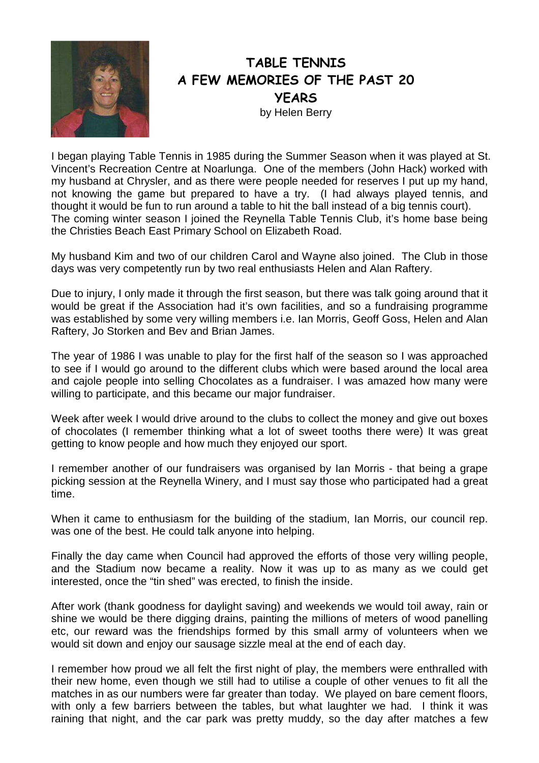# TABLE TENNIS
# A FEW MEMORIES OF THE PAST 20 YEARS

by Helen Berry

I began playing Table Tennis in 1985 during the Summer Season when it was played at St. Vincent's Recreation Centre at Noarlunga. One of the members (John Hack) worked with my husband at Chrysler, and as there were people needed for reserves I put up my hand, not knowing the game but prepared to have a try. (I had always played tennis, and thought it would be fun to run around a table to hit the ball instead of a big tennis court). The coming winter season I joined the Reynella Table Tennis Club, it's home base being the Christies Beach East Primary School on Elizabeth Road.

My husband Kim and two of our children Carol and Wayne also joined. The Club in those days was very competently run by two real enthusiasts Helen and Alan Raftery.

Due to injury, I only made it through the first season, but there was talk going around that it would be great if the Association had it's own facilities, and so a fundraising programme was established by some very willing members i.e. Ian Morris, Geoff Goss, Helen and Alan Raftery, Jo Storken and Bev and Brian James.

The year of 1986 I was unable to play for the first half of the season so I was approached to see if I would go around to the different clubs which were based around the local area and cajole people into selling Chocolates as a fundraiser. I was amazed how many were willing to participate, and this became our major fundraiser.

Week after week I would drive around to the clubs to collect the money and give out boxes of chocolates (I remember thinking what a lot of sweet tooths there were) It was great getting to know people and how much they enjoyed our sport.

I remember another of our fundraisers was organised by Ian Morris - that being a grape picking session at the Reynella Winery, and I must say those who participated had a great time.

When it came to enthusiasm for the building of the stadium, Ian Morris, our council rep. was one of the best. He could talk anyone into helping.

Finally the day came when Council had approved the efforts of those very willing people, and the Stadium now became a reality. Now it was up to as many as we could get interested, once the "tin shed" was erected, to finish the inside.

After work (thank goodness for daylight saving) and weekends we would toil away, rain or shine we would be there digging drains, painting the millions of meters of wood panelling etc, our reward was the friendships formed by this small army of volunteers when we would sit down and enjoy our sausage sizzle meal at the end of each day.

I remember how proud we all felt the first night of play, the members were enthralled with their new home, even though we still had to utilise a couple of other venues to fit all the matches in as our numbers were far greater than today. We played on bare cement floors, with only a few barriers between the tables, but what laughter we had. I think it was raining that night, and the car park was pretty muddy, so the day after matches a few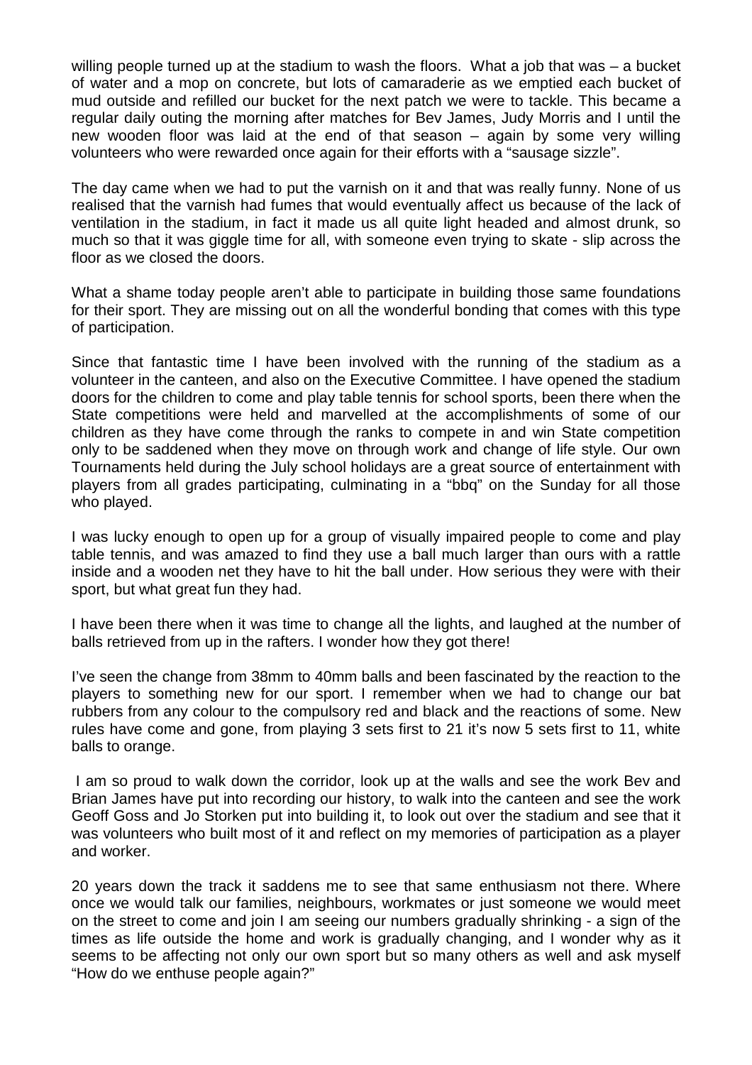willing people turned up at the stadium to wash the floors. What a job that was – a bucket of water and a mop on concrete, but lots of camaraderie as we emptied each bucket of mud outside and refilled our bucket for the next patch we were to tackle. This became a regular daily outing the morning after matches for Bev James, Judy Morris and I until the new wooden floor was laid at the end of that season – again by some very willing volunteers who were rewarded once again for their efforts with a "sausage sizzle".

The day came when we had to put the varnish on it and that was really funny. None of us realised that the varnish had fumes that would eventually affect us because of the lack of ventilation in the stadium, in fact it made us all quite light headed and almost drunk, so much so that it was giggle time for all, with someone even trying to skate - slip across the floor as we closed the doors.

What a shame today people aren't able to participate in building those same foundations for their sport. They are missing out on all the wonderful bonding that comes with this type of participation.

Since that fantastic time I have been involved with the running of the stadium as a volunteer in the canteen, and also on the Executive Committee. I have opened the stadium doors for the children to come and play table tennis for school sports, been there when the State competitions were held and marvelled at the accomplishments of some of our children as they have come through the ranks to compete in and win State competition only to be saddened when they move on through work and change of life style. Our own Tournaments held during the July school holidays are a great source of entertainment with players from all grades participating, culminating in a "bbq" on the Sunday for all those who played.

I was lucky enough to open up for a group of visually impaired people to come and play table tennis, and was amazed to find they use a ball much larger than ours with a rattle inside and a wooden net they have to hit the ball under. How serious they were with their sport, but what great fun they had.

I have been there when it was time to change all the lights, and laughed at the number of balls retrieved from up in the rafters. I wonder how they got there!

I've seen the change from 38mm to 40mm balls and been fascinated by the reaction to the players to something new for our sport. I remember when we had to change our bat rubbers from any colour to the compulsory red and black and the reactions of some. New rules have come and gone, from playing 3 sets first to 21 it's now 5 sets first to 11, white balls to orange.

I am so proud to walk down the corridor, look up at the walls and see the work Bev and Brian James have put into recording our history, to walk into the canteen and see the work Geoff Goss and Jo Storken put into building it, to look out over the stadium and see that it was volunteers who built most of it and reflect on my memories of participation as a player and worker.

20 years down the track it saddens me to see that same enthusiasm not there. Where once we would talk our families, neighbours, workmates or just someone we would meet on the street to come and join I am seeing our numbers gradually shrinking - a sign of the times as life outside the home and work is gradually changing, and I wonder why as it seems to be affecting not only our own sport but so many others as well and ask myself "How do we enthuse people again?"